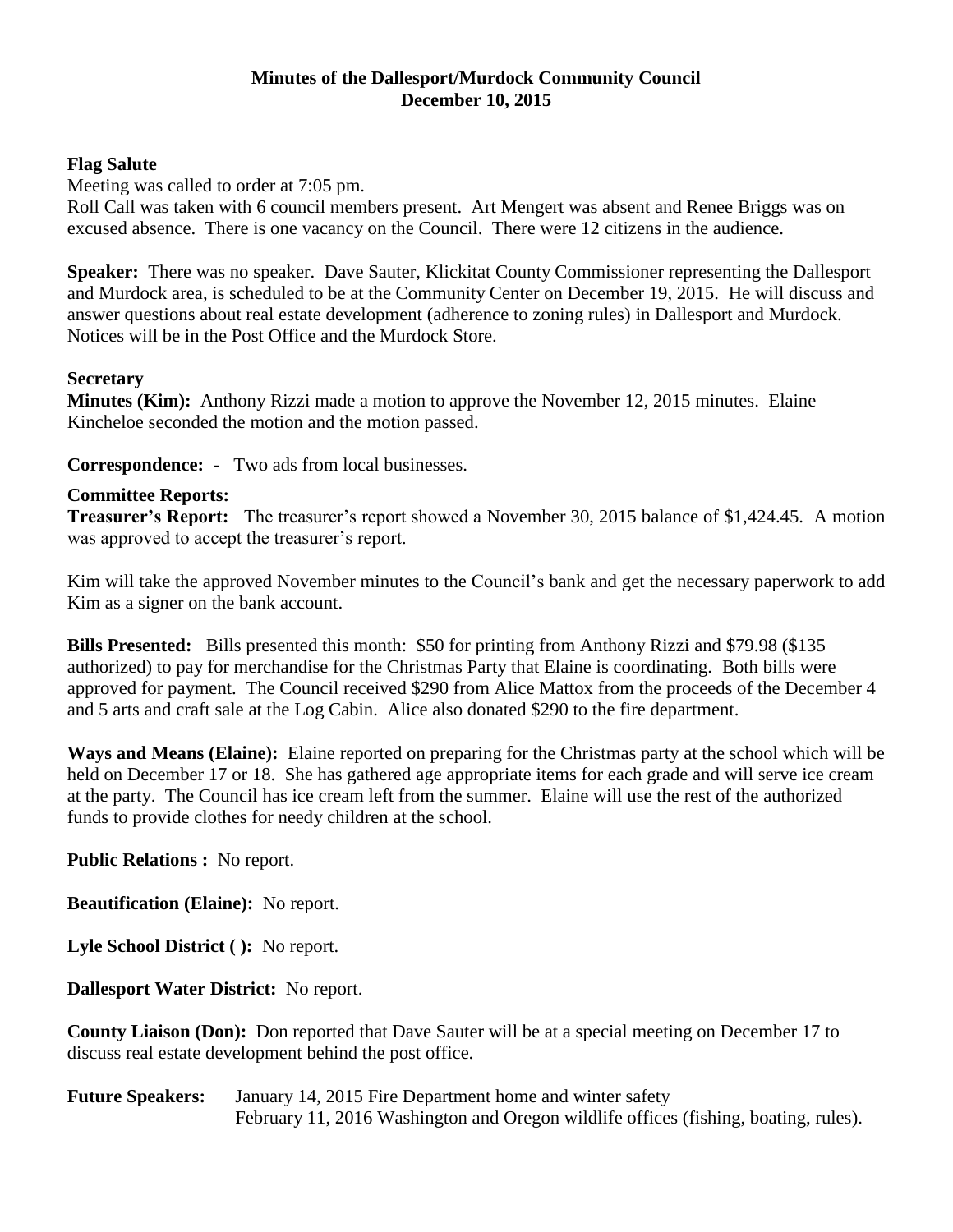# Minutes of the Dallesport/Murdock Community Council
## December 10, 2015

**Flag Salute**

Meeting was called to order at 7:05 pm.

Roll Call was taken with 6 council members present. Art Mengert was absent and Renee Briggs was on excused absence. There is one vacancy on the Council. There were 12 citizens in the audience.

**Speaker:** There was no speaker. Dave Sauter, Klickitat County Commissioner representing the Dallesport and Murdock area, is scheduled to be at the Community Center on December 19, 2015. He will discuss and answer questions about real estate development (adherence to zoning rules) in Dallesport and Murdock. Notices will be in the Post Office and the Murdock Store.

**Secretary**

**Minutes (Kim):** Anthony Rizzi made a motion to approve the November 12, 2015 minutes. Elaine Kincheloe seconded the motion and the motion passed.

**Correspondence:** - Two ads from local businesses.

**Committee Reports:**

**Treasurer's Report:** The treasurer's report showed a November 30, 2015 balance of $1,424.45. A motion was approved to accept the treasurer's report.

Kim will take the approved November minutes to the Council's bank and get the necessary paperwork to add Kim as a signer on the bank account.

**Bills Presented:** Bills presented this month: $50 for printing from Anthony Rizzi and $79.98 ($135 authorized) to pay for merchandise for the Christmas Party that Elaine is coordinating. Both bills were approved for payment. The Council received $290 from Alice Mattox from the proceeds of the December 4 and 5 arts and craft sale at the Log Cabin. Alice also donated $290 to the fire department.

**Ways and Means (Elaine):** Elaine reported on preparing for the Christmas party at the school which will be held on December 17 or 18. She has gathered age appropriate items for each grade and will serve ice cream at the party. The Council has ice cream left from the summer. Elaine will use the rest of the authorized funds to provide clothes for needy children at the school.

**Public Relations :** No report.

**Beautification (Elaine):** No report.

**Lyle School District ( ):** No report.

**Dallesport Water District:** No report.

**County Liaison (Don):** Don reported that Dave Sauter will be at a special meeting on December 17 to discuss real estate development behind the post office.

**Future Speakers:** January 14, 2015 Fire Department home and winter safety
February 11, 2016 Washington and Oregon wildlife offices (fishing, boating, rules).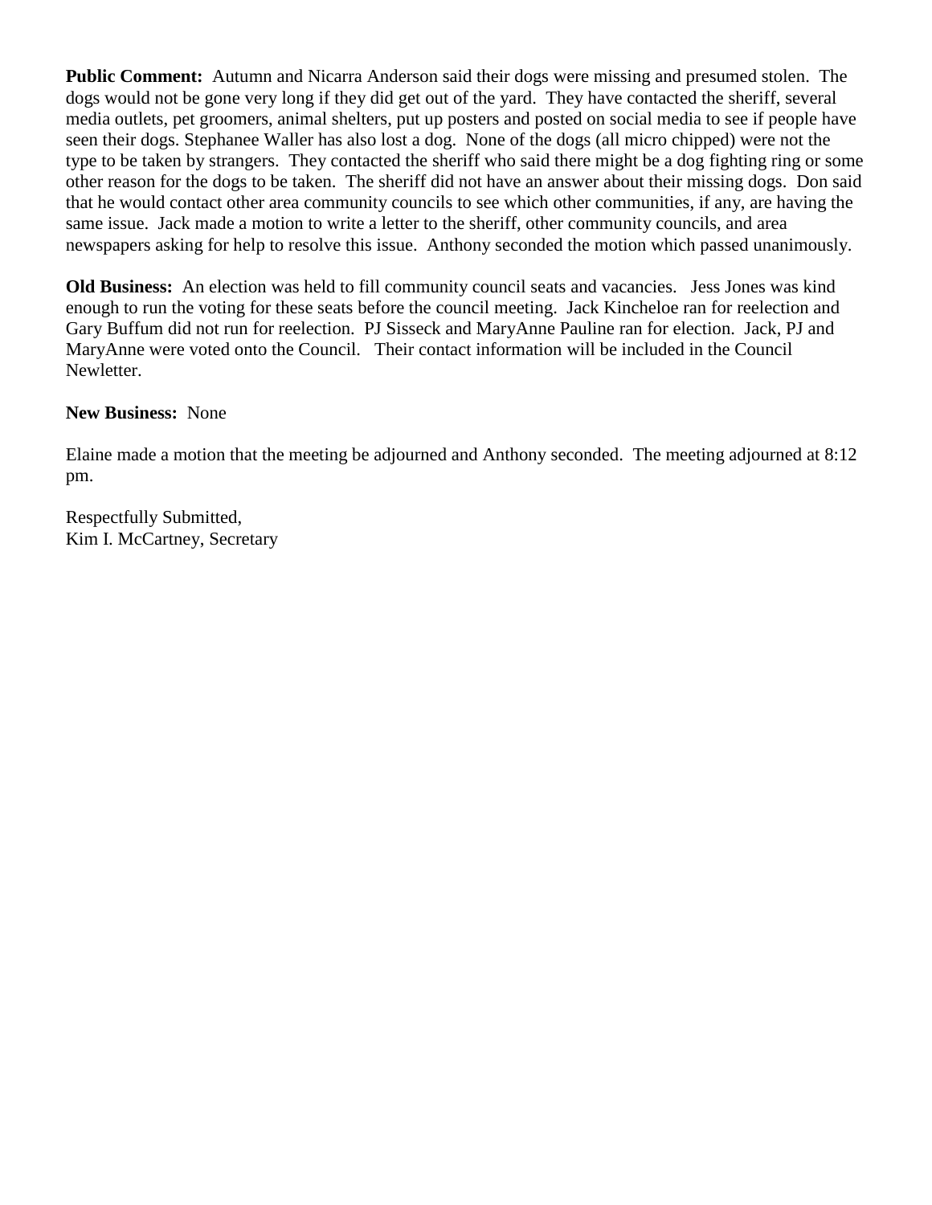**Public Comment:** Autumn and Nicarra Anderson said their dogs were missing and presumed stolen. The dogs would not be gone very long if they did get out of the yard. They have contacted the sheriff, several media outlets, pet groomers, animal shelters, put up posters and posted on social media to see if people have seen their dogs. Stephanee Waller has also lost a dog. None of the dogs (all micro chipped) were not the type to be taken by strangers. They contacted the sheriff who said there might be a dog fighting ring or some other reason for the dogs to be taken. The sheriff did not have an answer about their missing dogs. Don said that he would contact other area community councils to see which other communities, if any, are having the same issue. Jack made a motion to write a letter to the sheriff, other community councils, and area newspapers asking for help to resolve this issue. Anthony seconded the motion which passed unanimously.

**Old Business:** An election was held to fill community council seats and vacancies. Jess Jones was kind enough to run the voting for these seats before the council meeting. Jack Kincheloe ran for reelection and Gary Buffum did not run for reelection. PJ Sisseck and MaryAnne Pauline ran for election. Jack, PJ and MaryAnne were voted onto the Council. Their contact information will be included in the Council Newletter.

**New Business:** None

Elaine made a motion that the meeting be adjourned and Anthony seconded. The meeting adjourned at 8:12 pm.

Respectfully Submitted,
Kim I. McCartney, Secretary